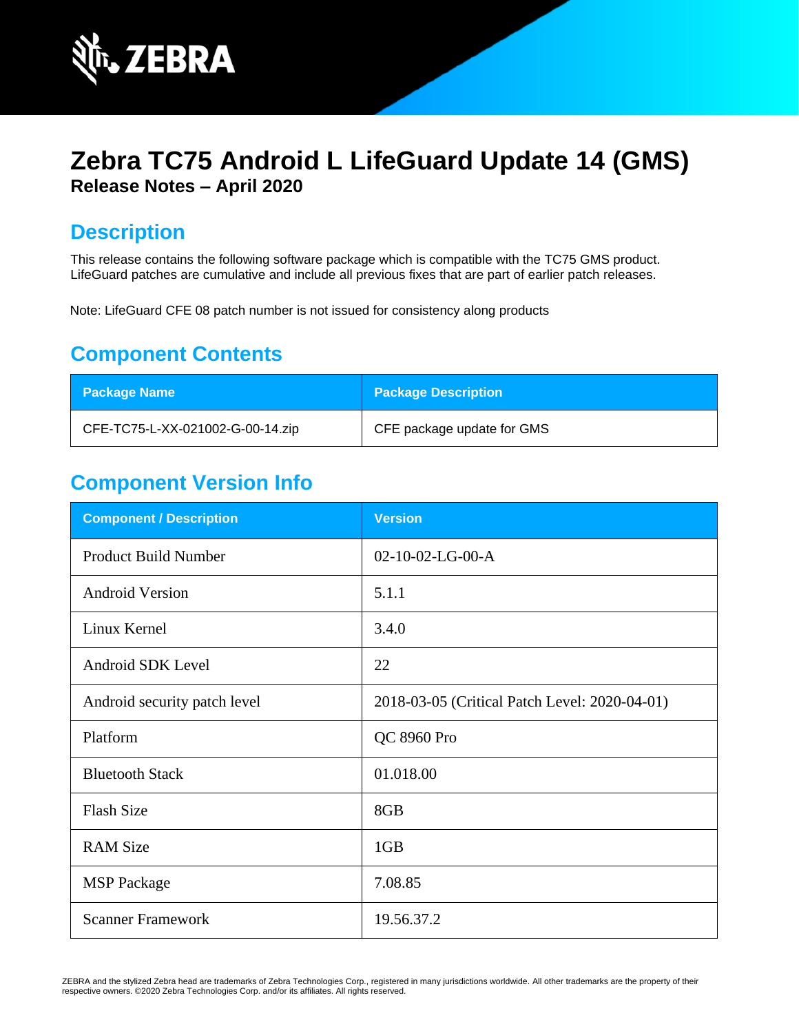# Zebra TC75 Android L LifeGuard Update 14 (GMS)

**Release Notes – April 2020**

## Description

This release contains the following software package which is compatible with the TC75 GMS product. LifeGuard patches are cumulative and include all previous fixes that are part of earlier patch releases.

Note: LifeGuard CFE 08 patch number is not issued for consistency along products

## Component Contents

| Package Name | Package Description |
| --- | --- |
| CFE-TC75-L-XX-021002-G-00-14.zip | CFE package update for GMS |

## Component Version Info

| Component / Description | Version |
| --- | --- |
| Product Build Number | 02-10-02-LG-00-A |
| Android Version | 5.1.1 |
| Linux Kernel | 3.4.0 |
| Android SDK Level | 22 |
| Android security patch level | 2018-03-05 (Critical Patch Level: 2020-04-01) |
| Platform | QC 8960 Pro |
| Bluetooth Stack | 01.018.00 |
| Flash Size | 8GB |
| RAM Size | 1GB |
| MSP Package | 7.08.85 |
| Scanner Framework | 19.56.37.2 |

ZEBRA and the stylized Zebra head are trademarks of Zebra Technologies Corp., registered in many jurisdictions worldwide. All other trademarks are the property of their respective owners. ©2020 Zebra Technologies Corp. and/or its affiliates. All rights reserved.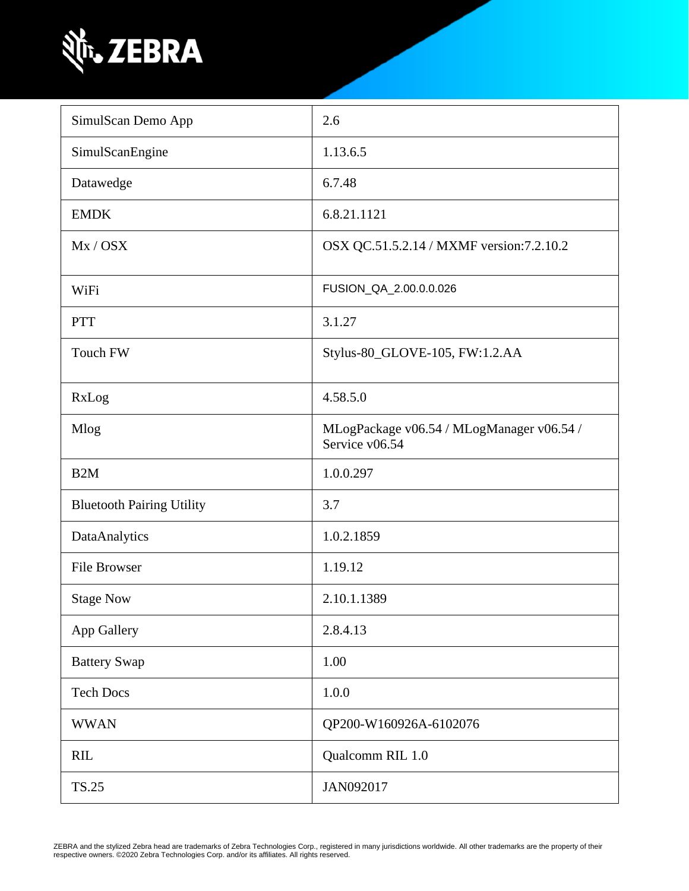| | |
|---|---|
| SimulScan Demo App | 2.6 |
| SimulScanEngine | 1.13.6.5 |
| Datawedge | 6.7.48 |
| EMDK | 6.8.21.1121 |
| Mx / OSX | OSX QC.51.5.2.14 / MXMF version:7.2.10.2 |
| WiFi | FUSION_QA_2.00.0.0.026 |
| PTT | 3.1.27 |
| Touch FW | Stylus-80_GLOVE-105, FW:1.2.AA |
| RxLog | 4.58.5.0 |
| Mlog | MLogPackage v06.54 / MLogManager v06.54 / Service v06.54 |
| B2M | 1.0.0.297 |
| Bluetooth Pairing Utility | 3.7 |
| DataAnalytics | 1.0.2.1859 |
| File Browser | 1.19.12 |
| Stage Now | 2.10.1.1389 |
| App Gallery | 2.8.4.13 |
| Battery Swap | 1.00 |
| Tech Docs | 1.0.0 |
| WWAN | QP200-W160926A-6102076 |
| RIL | Qualcomm RIL 1.0 |
| TS.25 | JAN092017 |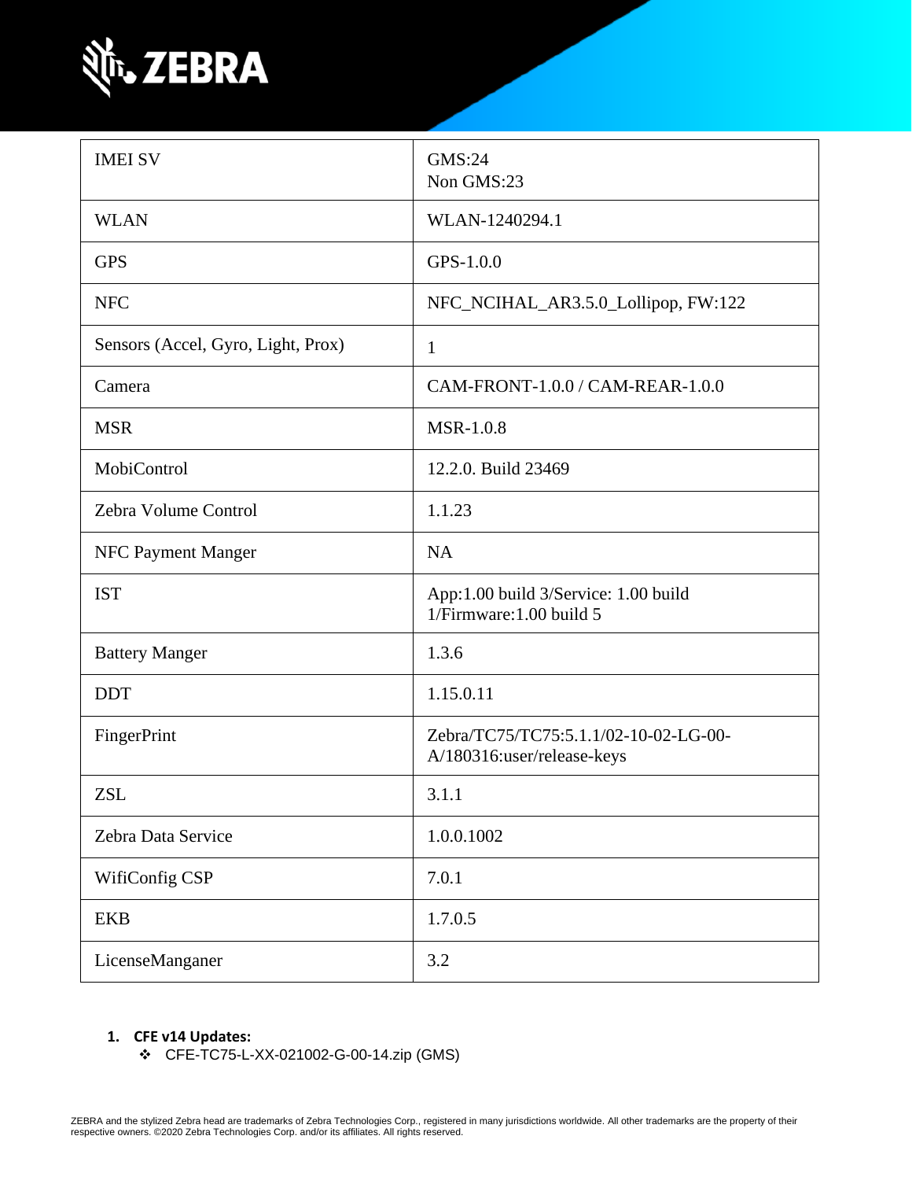| IMEI SV | GMS:24<br>Non GMS:23 |
|---|---|
| WLAN | WLAN-1240294.1 |
| GPS | GPS-1.0.0 |
| NFC | NFC_NCIHAL_AR3.5.0_Lollipop, FW:122 |
| Sensors (Accel, Gyro, Light, Prox) | 1 |
| Camera | CAM-FRONT-1.0.0 / CAM-REAR-1.0.0 |
| MSR | MSR-1.0.8 |
| MobiControl | 12.2.0. Build 23469 |
| Zebra Volume Control | 1.1.23 |
| NFC Payment Manger | NA |
| IST | App:1.00 build 3/Service: 1.00 build 1/Firmware:1.00 build 5 |
| Battery Manger | 1.3.6 |
| DDT | 1.15.0.11 |
| FingerPrint | Zebra/TC75/TC75:5.1.1/02-10-02-LG-00-A/180316:user/release-keys |
| ZSL | 3.1.1 |
| Zebra Data Service | 1.0.0.1002 |
| WifiConfig CSP | 7.0.1 |
| EKB | 1.7.0.5 |
| LicenseManganer | 3.2 |

1. **CFE v14 Updates:**
   - CFE-TC75-L-XX-021002-G-00-14.zip (GMS)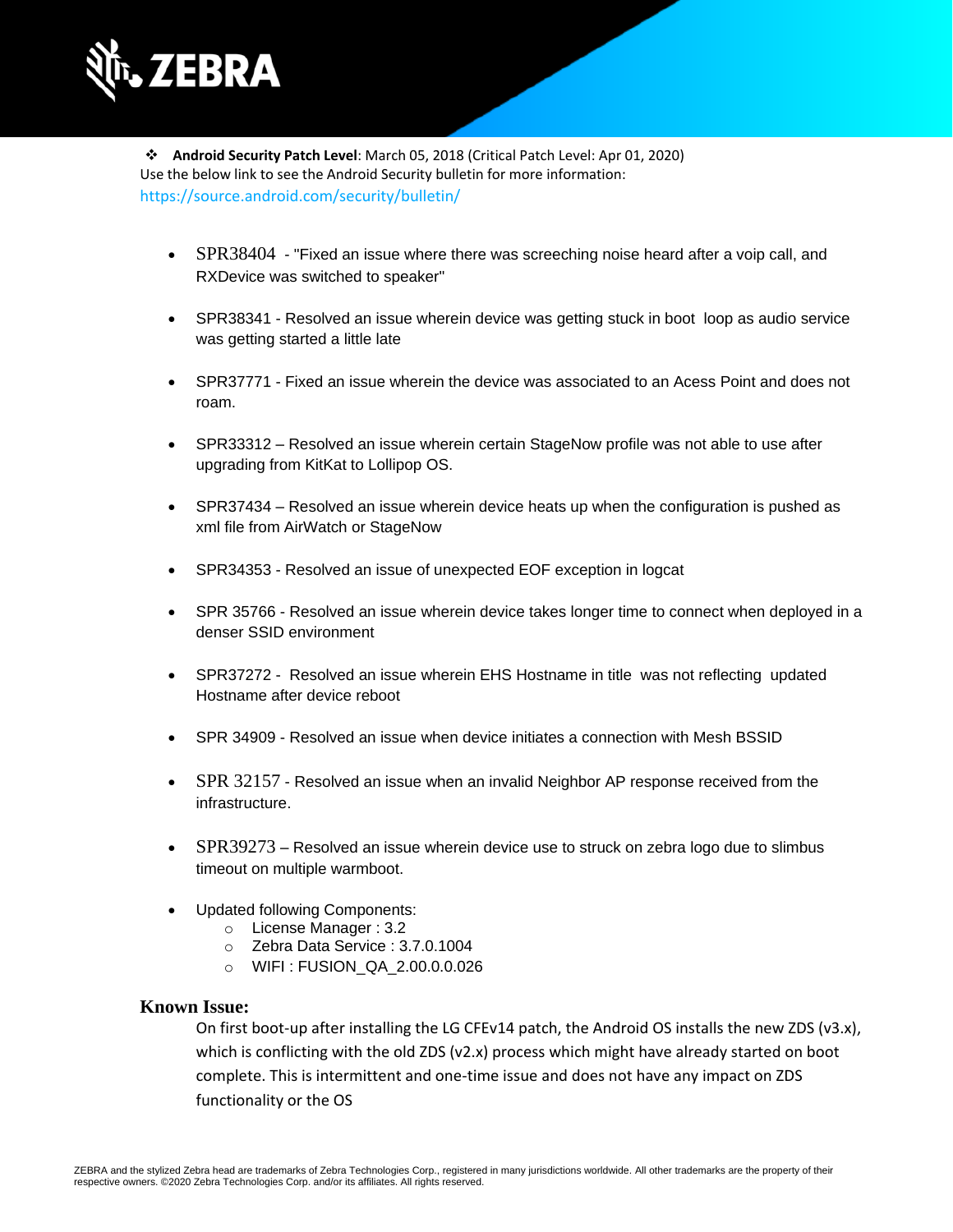- **Android Security Patch Level**: March 05, 2018 (Critical Patch Level: Apr 01, 2020)

  Use the below link to see the Android Security bulletin for more information: https://source.android.com/security/bulletin/

- SPR38404 - "Fixed an issue where there was screeching noise heard after a voip call, and RXDevice was switched to speaker"
- SPR38341 - Resolved an issue wherein device was getting stuck in boot loop as audio service was getting started a little late
- SPR37771 - Fixed an issue wherein the device was associated to an Acess Point and does not roam.
- SPR33312 – Resolved an issue wherein certain StageNow profile was not able to use after upgrading from KitKat to Lollipop OS.
- SPR37434 – Resolved an issue wherein device heats up when the configuration is pushed as xml file from AirWatch or StageNow
- SPR34353 - Resolved an issue of unexpected EOF exception in logcat
- SPR 35766 - Resolved an issue wherein device takes longer time to connect when deployed in a denser SSID environment
- SPR37272 - Resolved an issue wherein EHS Hostname in title was not reflecting updated Hostname after device reboot
- SPR 34909 - Resolved an issue when device initiates a connection with Mesh BSSID
- SPR 32157 - Resolved an issue when an invalid Neighbor AP response received from the infrastructure.
- SPR39273 – Resolved an issue wherein device use to struck on zebra logo due to slimbus timeout on multiple warmboot.
- Updated following Components:
  - License Manager : 3.2
  - Zebra Data Service : 3.7.0.1004
  - WIFI : FUSION_QA_2.00.0.0.026

**Known Issue:**

On first boot-up after installing the LG CFEv14 patch, the Android OS installs the new ZDS (v3.x), which is conflicting with the old ZDS (v2.x) process which might have already started on boot complete. This is intermittent and one-time issue and does not have any impact on ZDS functionality or the OS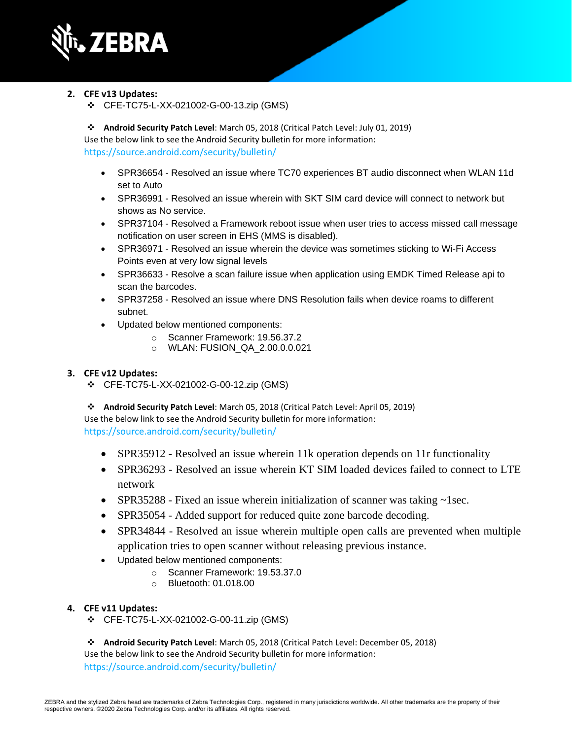2. **CFE v13 Updates:**
   - CFE-TC75-L-XX-021002-G-00-13.zip (GMS)

   - **Android Security Patch Level**: March 05, 2018 (Critical Patch Level: July 01, 2019)

   Use the below link to see the Android Security bulletin for more information:
   https://source.android.com/security/bulletin/

   - SPR36654 - Resolved an issue where TC70 experiences BT audio disconnect when WLAN 11d set to Auto
   - SPR36991 - Resolved an issue wherein with SKT SIM card device will connect to network but shows as No service.
   - SPR37104 - Resolved a Framework reboot issue when user tries to access missed call message notification on user screen in EHS (MMS is disabled).
   - SPR36971 - Resolved an issue wherein the device was sometimes sticking to Wi-Fi Access Points even at very low signal levels
   - SPR36633 - Resolve a scan failure issue when application using EMDK Timed Release api to scan the barcodes.
   - SPR37258 - Resolved an issue where DNS Resolution fails when device roams to different subnet.
   - Updated below mentioned components:
     - Scanner Framework: 19.56.37.2
     - WLAN: FUSION_QA_2.00.0.0.021

3. **CFE v12 Updates:**
   - CFE-TC75-L-XX-021002-G-00-12.zip (GMS)

   - **Android Security Patch Level**: March 05, 2018 (Critical Patch Level: April 05, 2019)

   Use the below link to see the Android Security bulletin for more information:
   https://source.android.com/security/bulletin/

   - SPR35912 - Resolved an issue wherein 11k operation depends on 11r functionality
   - SPR36293 - Resolved an issue wherein KT SIM loaded devices failed to connect to LTE network
   - SPR35288 - Fixed an issue wherein initialization of scanner was taking ~1sec.
   - SPR35054 - Added support for reduced quite zone barcode decoding.
   - SPR34844 - Resolved an issue wherein multiple open calls are prevented when multiple application tries to open scanner without releasing previous instance.
   - Updated below mentioned components:
     - Scanner Framework: 19.53.37.0
     - Bluetooth: 01.018.00

4. **CFE v11 Updates:**
   - CFE-TC75-L-XX-021002-G-00-11.zip (GMS)

   - **Android Security Patch Level**: March 05, 2018 (Critical Patch Level: December 05, 2018)

   Use the below link to see the Android Security bulletin for more information:
   https://source.android.com/security/bulletin/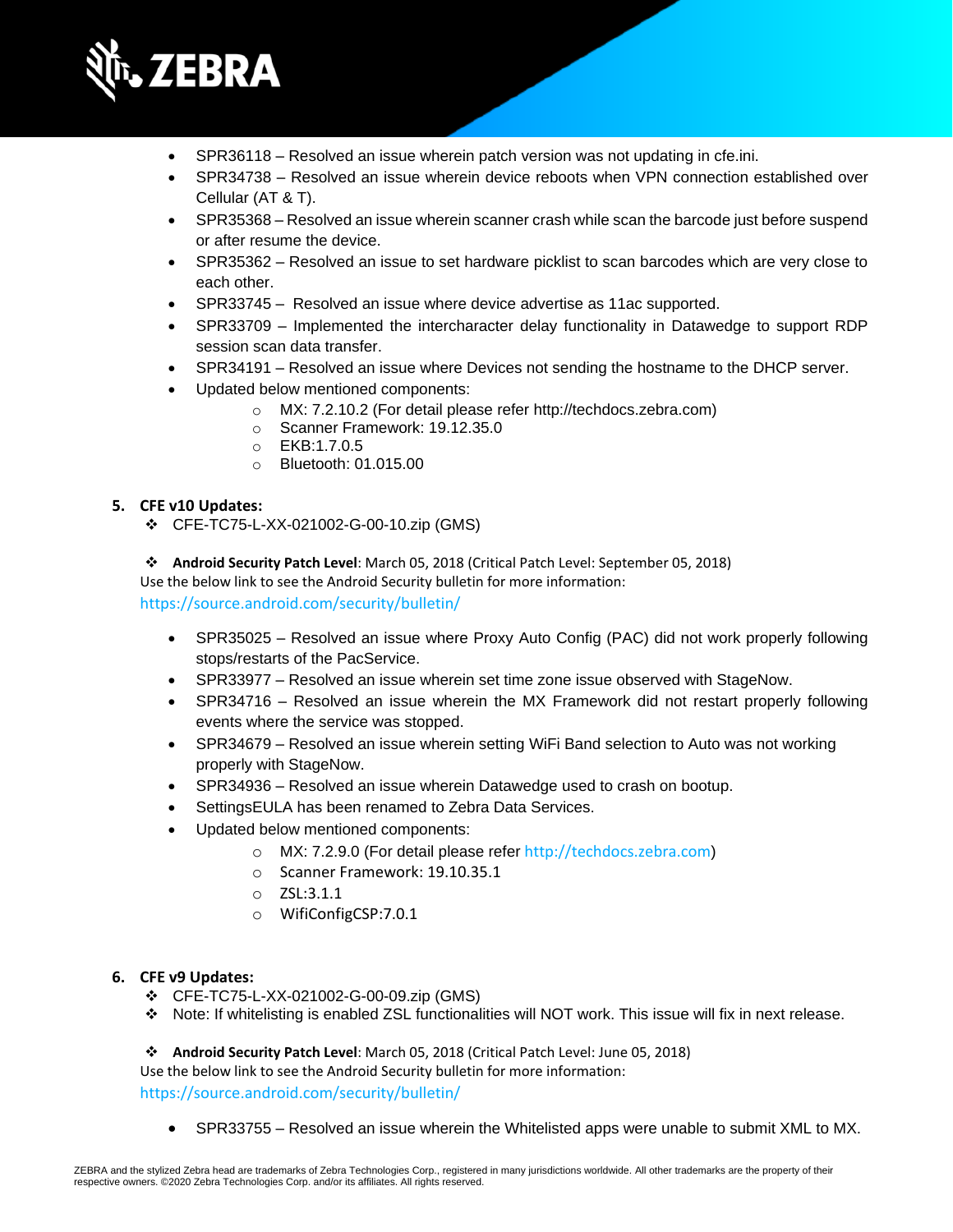- SPR36118 – Resolved an issue wherein patch version was not updating in cfe.ini.
- SPR34738 – Resolved an issue wherein device reboots when VPN connection established over Cellular (AT & T).
- SPR35368 – Resolved an issue wherein scanner crash while scan the barcode just before suspend or after resume the device.
- SPR35362 – Resolved an issue to set hardware picklist to scan barcodes which are very close to each other.
- SPR33745 – Resolved an issue where device advertise as 11ac supported.
- SPR33709 – Implemented the intercharacter delay functionality in Datawedge to support RDP session scan data transfer.
- SPR34191 – Resolved an issue where Devices not sending the hostname to the DHCP server.
- Updated below mentioned components:
    - MX: 7.2.10.2 (For detail please refer http://techdocs.zebra.com)
    - Scanner Framework: 19.12.35.0
    - EKB:1.7.0.5
    - Bluetooth: 01.015.00

## 5. CFE v10 Updates:

- ❖ CFE-TC75-L-XX-021002-G-00-10.zip (GMS)

- ❖ **Android Security Patch Level**: March 05, 2018 (Critical Patch Level: September 05, 2018)

Use the below link to see the Android Security bulletin for more information:
https://source.android.com/security/bulletin/

- SPR35025 – Resolved an issue where Proxy Auto Config (PAC) did not work properly following stops/restarts of the PacService.
- SPR33977 – Resolved an issue wherein set time zone issue observed with StageNow.
- SPR34716 – Resolved an issue wherein the MX Framework did not restart properly following events where the service was stopped.
- SPR34679 – Resolved an issue wherein setting WiFi Band selection to Auto was not working properly with StageNow.
- SPR34936 – Resolved an issue wherein Datawedge used to crash on bootup.
- SettingsEULA has been renamed to Zebra Data Services.
- Updated below mentioned components:
    - MX: 7.2.9.0 (For detail please refer http://techdocs.zebra.com)
    - Scanner Framework: 19.10.35.1
    - ZSL:3.1.1
    - WifiConfigCSP:7.0.1

## 6. CFE v9 Updates:

- ❖ CFE-TC75-L-XX-021002-G-00-09.zip (GMS)
- ❖ Note: If whitelisting is enabled ZSL functionalities will NOT work. This issue will fix in next release.

- ❖ **Android Security Patch Level**: March 05, 2018 (Critical Patch Level: June 05, 2018)

Use the below link to see the Android Security bulletin for more information:
https://source.android.com/security/bulletin/

- SPR33755 – Resolved an issue wherein the Whitelisted apps were unable to submit XML to MX.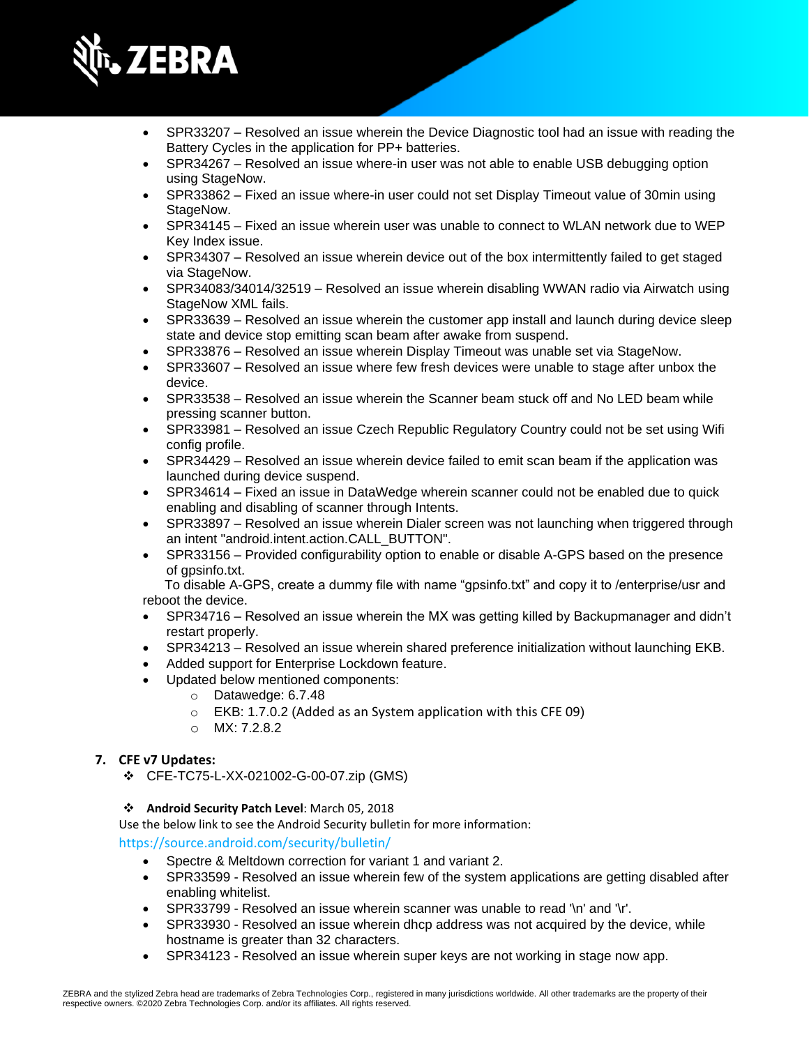- SPR33207 – Resolved an issue wherein the Device Diagnostic tool had an issue with reading the Battery Cycles in the application for PP+ batteries.
- SPR34267 – Resolved an issue where-in user was not able to enable USB debugging option using StageNow.
- SPR33862 – Fixed an issue where-in user could not set Display Timeout value of 30min using StageNow.
- SPR34145 – Fixed an issue wherein user was unable to connect to WLAN network due to WEP Key Index issue.
- SPR34307 – Resolved an issue wherein device out of the box intermittently failed to get staged via StageNow.
- SPR34083/34014/32519 – Resolved an issue wherein disabling WWAN radio via Airwatch using StageNow XML fails.
- SPR33639 – Resolved an issue wherein the customer app install and launch during device sleep state and device stop emitting scan beam after awake from suspend.
- SPR33876 – Resolved an issue wherein Display Timeout was unable set via StageNow.
- SPR33607 – Resolved an issue where few fresh devices were unable to stage after unbox the device.
- SPR33538 – Resolved an issue wherein the Scanner beam stuck off and No LED beam while pressing scanner button.
- SPR33981 – Resolved an issue Czech Republic Regulatory Country could not be set using Wifi config profile.
- SPR34429 – Resolved an issue wherein device failed to emit scan beam if the application was launched during device suspend.
- SPR34614 – Fixed an issue in DataWedge wherein scanner could not be enabled due to quick enabling and disabling of scanner through Intents.
- SPR33897 – Resolved an issue wherein Dialer screen was not launching when triggered through an intent "android.intent.action.CALL_BUTTON".
- SPR33156 – Provided configurability option to enable or disable A-GPS based on the presence of gpsinfo.txt.

  To disable A-GPS, create a dummy file with name "gpsinfo.txt" and copy it to /enterprise/usr and reboot the device.
- SPR34716 – Resolved an issue wherein the MX was getting killed by Backupmanager and didn't restart properly.
- SPR34213 – Resolved an issue wherein shared preference initialization without launching EKB.
- Added support for Enterprise Lockdown feature.
- Updated below mentioned components:
  - Datawedge: 6.7.48
  - EKB: 1.7.0.2 (Added as an System application with this CFE 09)
  - MX: 7.2.8.2

**7. CFE v7 Updates:**

- CFE-TC75-L-XX-021002-G-00-07.zip (GMS)

- **Android Security Patch Level**: March 05, 2018

Use the below link to see the Android Security bulletin for more information:
https://source.android.com/security/bulletin/

- Spectre & Meltdown correction for variant 1 and variant 2.
- SPR33599 - Resolved an issue wherein few of the system applications are getting disabled after enabling whitelist.
- SPR33799 - Resolved an issue wherein scanner was unable to read '\n' and '\r'.
- SPR33930 - Resolved an issue wherein dhcp address was not acquired by the device, while hostname is greater than 32 characters.
- SPR34123 - Resolved an issue wherein super keys are not working in stage now app.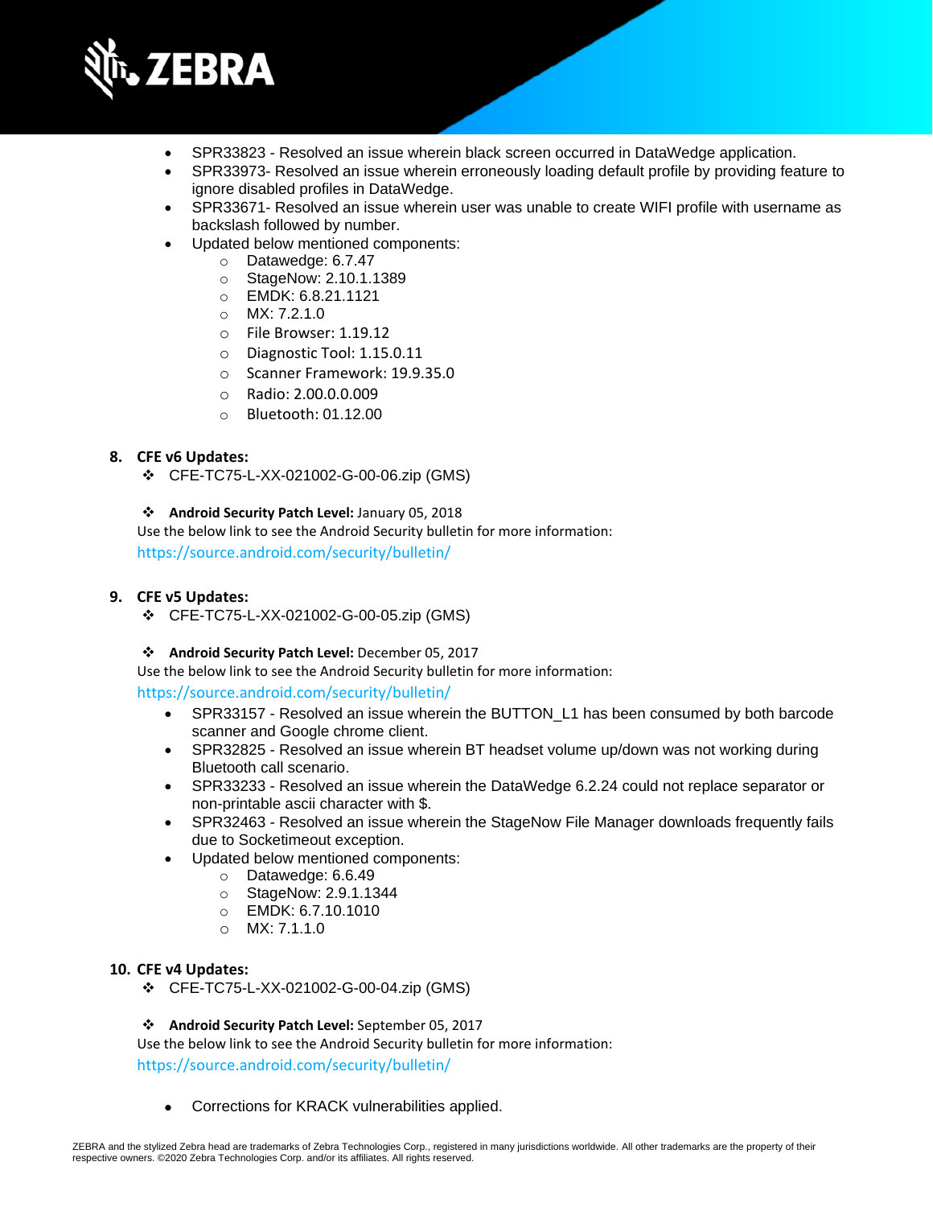- SPR33823 - Resolved an issue wherein black screen occurred in DataWedge application.
- SPR33973- Resolved an issue wherein erroneously loading default profile by providing feature to ignore disabled profiles in DataWedge.
- SPR33671- Resolved an issue wherein user was unable to create WIFI profile with username as backslash followed by number.
- Updated below mentioned components:
  - Datawedge: 6.7.47
  - StageNow: 2.10.1.1389
  - EMDK: 6.8.21.1121
  - MX: 7.2.1.0
  - File Browser: 1.19.12
  - Diagnostic Tool: 1.15.0.11
  - Scanner Framework: 19.9.35.0
  - Radio: 2.00.0.0.009
  - Bluetooth: 01.12.00

8. **CFE v6 Updates:**

❖ CFE-TC75-L-XX-021002-G-00-06.zip (GMS)

❖ **Android Security Patch Level:** January 05, 2018

Use the below link to see the Android Security bulletin for more information:
https://source.android.com/security/bulletin/

9. **CFE v5 Updates:**

❖ CFE-TC75-L-XX-021002-G-00-05.zip (GMS)

❖ **Android Security Patch Level:** December 05, 2017

Use the below link to see the Android Security bulletin for more information:
https://source.android.com/security/bulletin/

- SPR33157 - Resolved an issue wherein the BUTTON_L1 has been consumed by both barcode scanner and Google chrome client.
- SPR32825 - Resolved an issue wherein BT headset volume up/down was not working during Bluetooth call scenario.
- SPR33233 - Resolved an issue wherein the DataWedge 6.2.24 could not replace separator or non-printable ascii character with $.
- SPR32463 - Resolved an issue wherein the StageNow File Manager downloads frequently fails due to Socketimeout exception.
- Updated below mentioned components:
  - Datawedge: 6.6.49
  - StageNow: 2.9.1.1344
  - EMDK: 6.7.10.1010
  - MX: 7.1.1.0

10. **CFE v4 Updates:**

❖ CFE-TC75-L-XX-021002-G-00-04.zip (GMS)

❖ **Android Security Patch Level:** September 05, 2017

Use the below link to see the Android Security bulletin for more information:
https://source.android.com/security/bulletin/

- Corrections for KRACK vulnerabilities applied.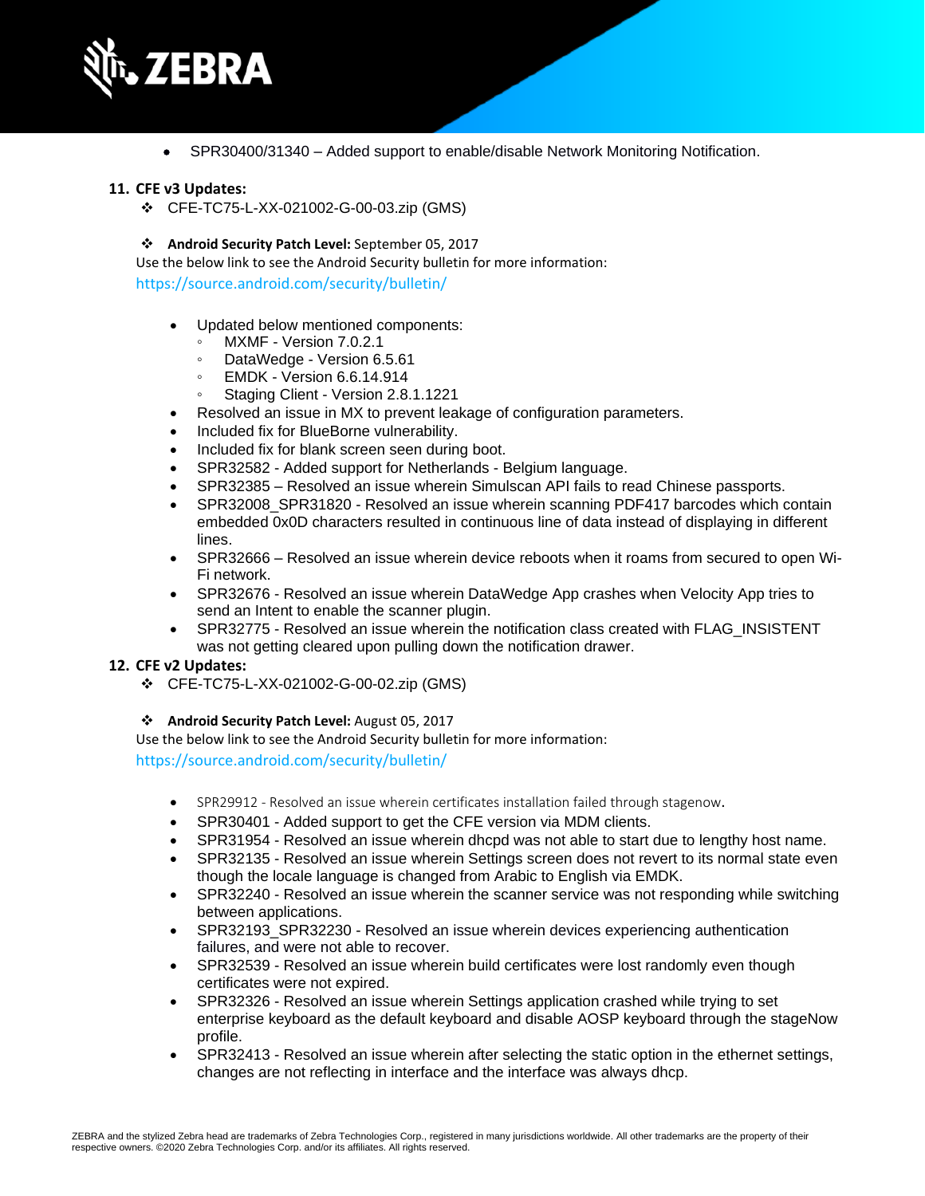- SPR30400/31340 – Added support to enable/disable Network Monitoring Notification.

11. **CFE v3 Updates:**
    - CFE-TC75-L-XX-021002-G-00-03.zip (GMS)

    - **Android Security Patch Level:** September 05, 2017

    Use the below link to see the Android Security bulletin for more information: https://source.android.com/security/bulletin/

    - Updated below mentioned components:
        - MXMF - Version 7.0.2.1
        - DataWedge - Version 6.5.61
        - EMDK - Version 6.6.14.914
        - Staging Client - Version 2.8.1.1221
    - Resolved an issue in MX to prevent leakage of configuration parameters.
    - Included fix for BlueBorne vulnerability.
    - Included fix for blank screen seen during boot.
    - SPR32582 - Added support for Netherlands - Belgium language.
    - SPR32385 – Resolved an issue wherein Simulscan API fails to read Chinese passports.
    - SPR32008_SPR31820 - Resolved an issue wherein scanning PDF417 barcodes which contain embedded 0x0D characters resulted in continuous line of data instead of displaying in different lines.
    - SPR32666 – Resolved an issue wherein device reboots when it roams from secured to open Wi-Fi network.
    - SPR32676 - Resolved an issue wherein DataWedge App crashes when Velocity App tries to send an Intent to enable the scanner plugin.
    - SPR32775 - Resolved an issue wherein the notification class created with FLAG_INSISTENT was not getting cleared upon pulling down the notification drawer.

12. **CFE v2 Updates:**
    - CFE-TC75-L-XX-021002-G-00-02.zip (GMS)

    - **Android Security Patch Level:** August 05, 2017

    Use the below link to see the Android Security bulletin for more information: https://source.android.com/security/bulletin/

    - SPR29912 - Resolved an issue wherein certificates installation failed through stagenow.
    - SPR30401 - Added support to get the CFE version via MDM clients.
    - SPR31954 - Resolved an issue wherein dhcpd was not able to start due to lengthy host name.
    - SPR32135 - Resolved an issue wherein Settings screen does not revert to its normal state even though the locale language is changed from Arabic to English via EMDK.
    - SPR32240 - Resolved an issue wherein the scanner service was not responding while switching between applications.
    - SPR32193_SPR32230 - Resolved an issue wherein devices experiencing authentication failures, and were not able to recover.
    - SPR32539 - Resolved an issue wherein build certificates were lost randomly even though certificates were not expired.
    - SPR32326 - Resolved an issue wherein Settings application crashed while trying to set enterprise keyboard as the default keyboard and disable AOSP keyboard through the stageNow profile.
    - SPR32413 - Resolved an issue wherein after selecting the static option in the ethernet settings, changes are not reflecting in interface and the interface was always dhcp.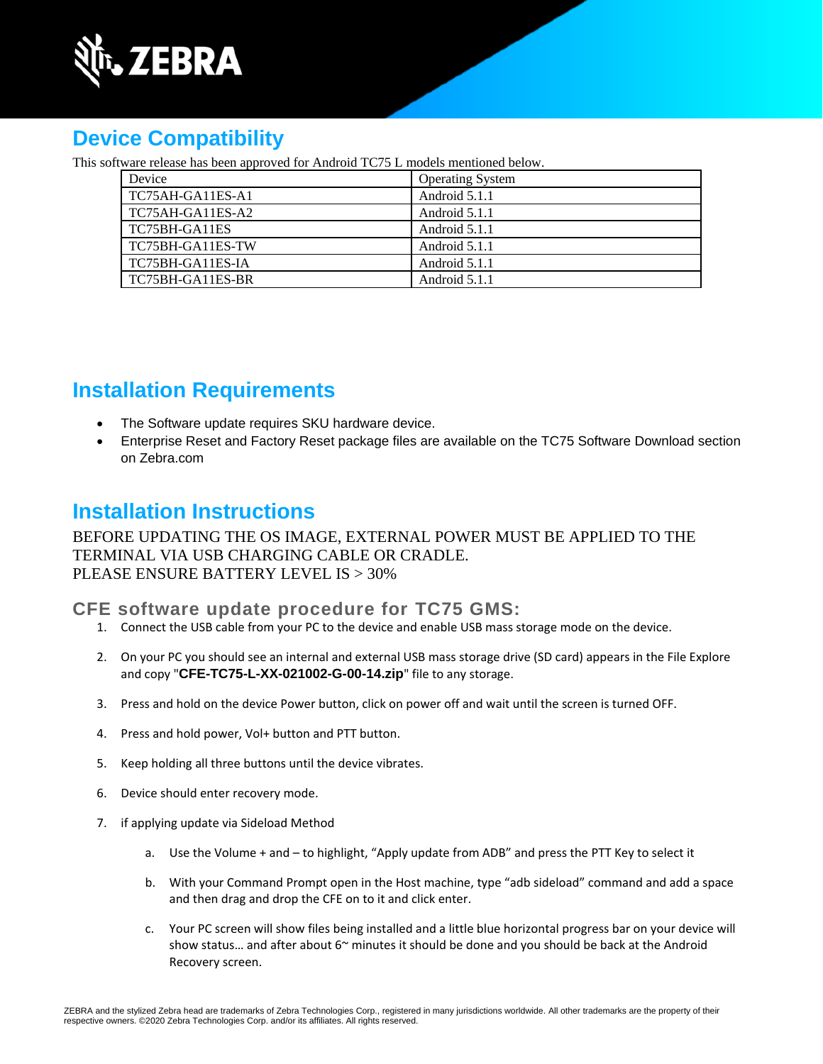## Device Compatibility

This software release has been approved for Android TC75 L models mentioned below.

| Device | Operating System |
| --- | --- |
| TC75AH-GA11ES-A1 | Android 5.1.1 |
| TC75AH-GA11ES-A2 | Android 5.1.1 |
| TC75BH-GA11ES | Android 5.1.1 |
| TC75BH-GA11ES-TW | Android 5.1.1 |
| TC75BH-GA11ES-IA | Android 5.1.1 |
| TC75BH-GA11ES-BR | Android 5.1.1 |

## Installation Requirements

- The Software update requires SKU hardware device.
- Enterprise Reset and Factory Reset package files are available on the TC75 Software Download section on Zebra.com

## Installation Instructions

BEFORE UPDATING THE OS IMAGE, EXTERNAL POWER MUST BE APPLIED TO THE TERMINAL VIA USB CHARGING CABLE OR CRADLE.
PLEASE ENSURE BATTERY LEVEL IS > 30%

### CFE software update procedure for TC75 GMS:

1. Connect the USB cable from your PC to the device and enable USB mass storage mode on the device.
2. On your PC you should see an internal and external USB mass storage drive (SD card) appears in the File Explore and copy "**CFE-TC75-L-XX-021002-G-00-14.zip**" file to any storage.
3. Press and hold on the device Power button, click on power off and wait until the screen is turned OFF.
4. Press and hold power, Vol+ button and PTT button.
5. Keep holding all three buttons until the device vibrates.
6. Device should enter recovery mode.
7. if applying update via Sideload Method
   a. Use the Volume + and – to highlight, “Apply update from ADB” and press the PTT Key to select it
   b. With your Command Prompt open in the Host machine, type “adb sideload” command and add a space and then drag and drop the CFE on to it and click enter.
   c. Your PC screen will show files being installed and a little blue horizontal progress bar on your device will show status… and after about 6~ minutes it should be done and you should be back at the Android Recovery screen.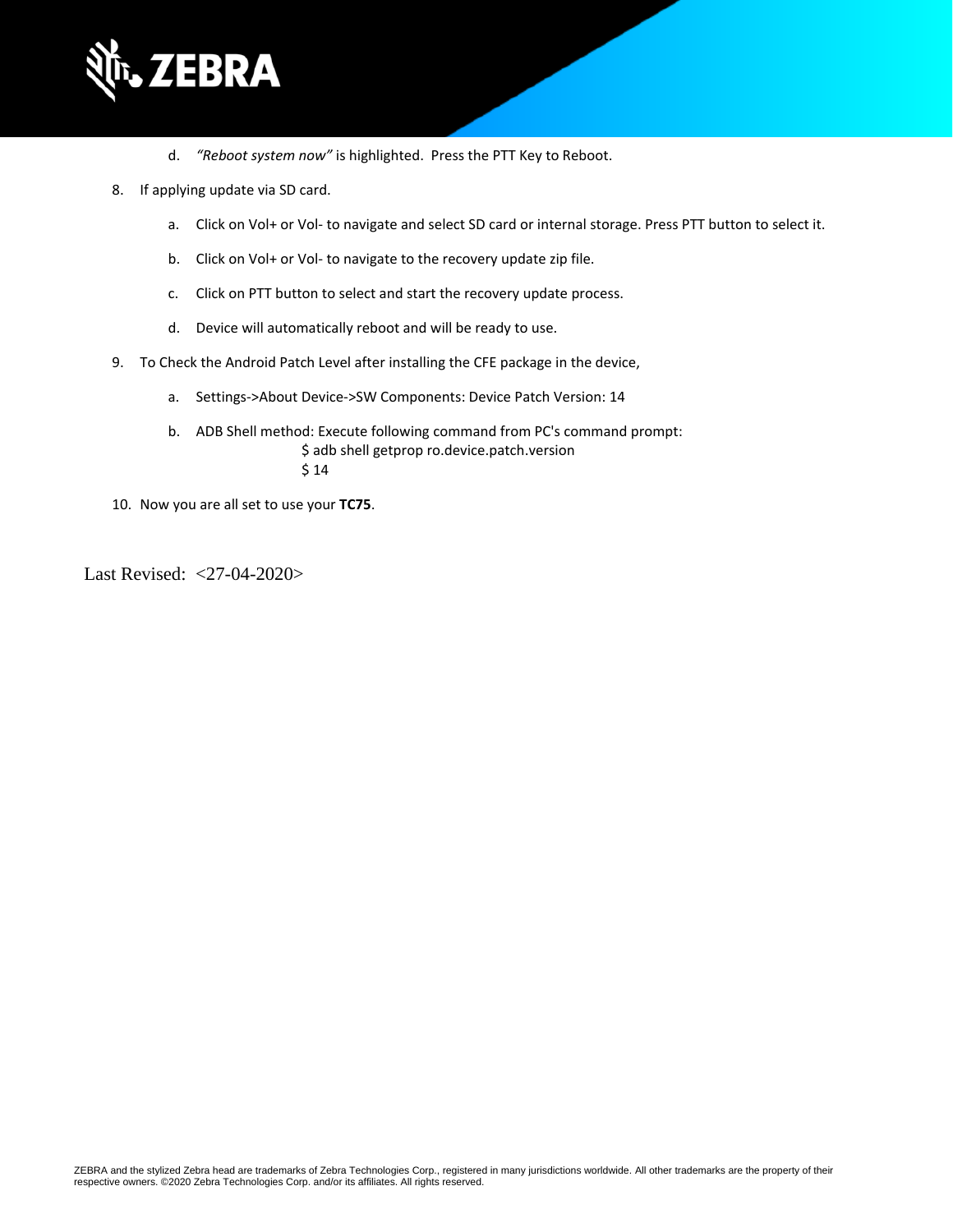d. *"Reboot system now"* is highlighted. Press the PTT Key to Reboot.

8. If applying update via SD card.

   a. Click on Vol+ or Vol- to navigate and select SD card or internal storage. Press PTT button to select it.

   b. Click on Vol+ or Vol- to navigate to the recovery update zip file.

   c. Click on PTT button to select and start the recovery update process.

   d. Device will automatically reboot and will be ready to use.

9. To Check the Android Patch Level after installing the CFE package in the device,

   a. Settings->About Device->SW Components: Device Patch Version: 14

   b. ADB Shell method: Execute following command from PC's command prompt:

      $ adb shell getprop ro.device.patch.version
      $ 14

10. Now you are all set to use your **TC75**.

Last Revised: <27-04-2020>

ZEBRA and the stylized Zebra head are trademarks of Zebra Technologies Corp., registered in many jurisdictions worldwide. All other trademarks are the property of their respective owners. ©2020 Zebra Technologies Corp. and/or its affiliates. All rights reserved.